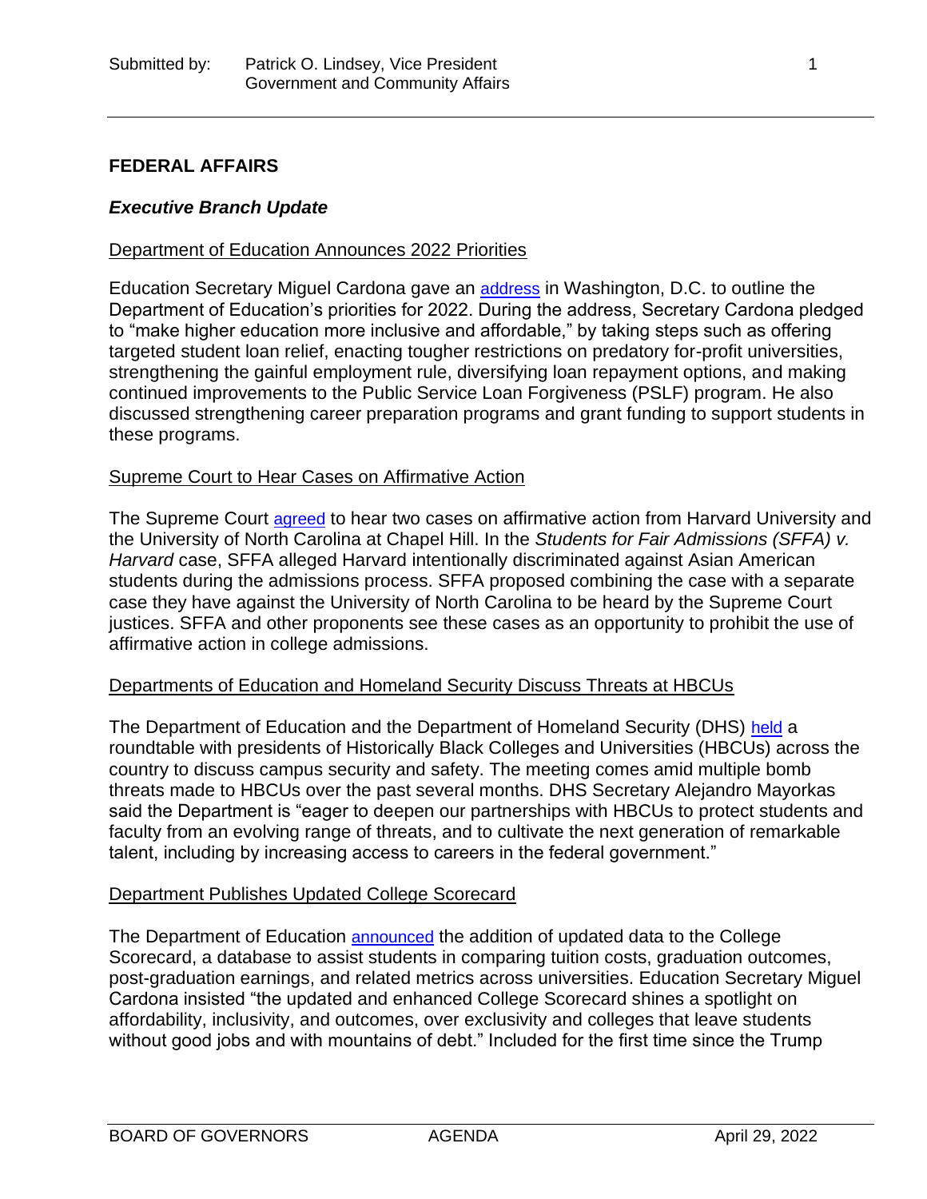Submitted by: Patrick O. Lindsey, Vice President
Government and Community Affairs

## FEDERAL AFFAIRS

### *Executive Branch Update*

Department of Education Announces 2022 Priorities

Education Secretary Miguel Cardona gave an address in Washington, D.C. to outline the Department of Education's priorities for 2022. During the address, Secretary Cardona pledged to "make higher education more inclusive and affordable," by taking steps such as offering targeted student loan relief, enacting tougher restrictions on predatory for-profit universities, strengthening the gainful employment rule, diversifying loan repayment options, and making continued improvements to the Public Service Loan Forgiveness (PSLF) program. He also discussed strengthening career preparation programs and grant funding to support students in these programs.

Supreme Court to Hear Cases on Affirmative Action

The Supreme Court agreed to hear two cases on affirmative action from Harvard University and the University of North Carolina at Chapel Hill. In the *Students for Fair Admissions (SFFA) v. Harvard* case, SFFA alleged Harvard intentionally discriminated against Asian American students during the admissions process. SFFA proposed combining the case with a separate case they have against the University of North Carolina to be heard by the Supreme Court justices. SFFA and other proponents see these cases as an opportunity to prohibit the use of affirmative action in college admissions.

Departments of Education and Homeland Security Discuss Threats at HBCUs

The Department of Education and the Department of Homeland Security (DHS) held a roundtable with presidents of Historically Black Colleges and Universities (HBCUs) across the country to discuss campus security and safety. The meeting comes amid multiple bomb threats made to HBCUs over the past several months. DHS Secretary Alejandro Mayorkas said the Department is "eager to deepen our partnerships with HBCUs to protect students and faculty from an evolving range of threats, and to cultivate the next generation of remarkable talent, including by increasing access to careers in the federal government."

Department Publishes Updated College Scorecard

The Department of Education announced the addition of updated data to the College Scorecard, a database to assist students in comparing tuition costs, graduation outcomes, post-graduation earnings, and related metrics across universities. Education Secretary Miguel Cardona insisted "the updated and enhanced College Scorecard shines a spotlight on affordability, inclusivity, and outcomes, over exclusivity and colleges that leave students without good jobs and with mountains of debt." Included for the first time since the Trump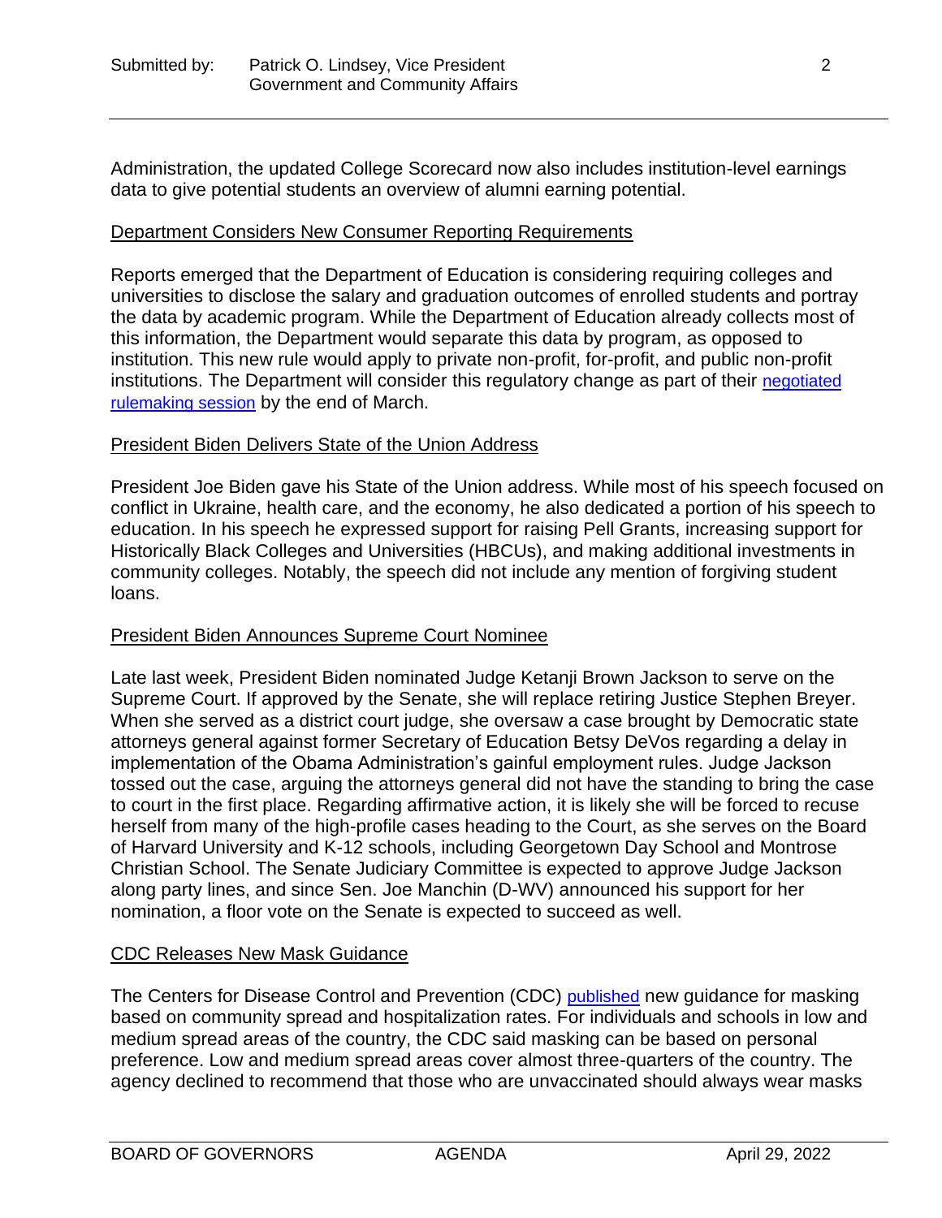Administration, the updated College Scorecard now also includes institution-level earnings data to give potential students an overview of alumni earning potential.

Department Considers New Consumer Reporting Requirements

Reports emerged that the Department of Education is considering requiring colleges and universities to disclose the salary and graduation outcomes of enrolled students and portray the data by academic program. While the Department of Education already collects most of this information, the Department would separate this data by program, as opposed to institution. This new rule would apply to private non-profit, for-profit, and public non-profit institutions. The Department will consider this regulatory change as part of their negotiated rulemaking session by the end of March.

President Biden Delivers State of the Union Address

President Joe Biden gave his State of the Union address. While most of his speech focused on conflict in Ukraine, health care, and the economy, he also dedicated a portion of his speech to education. In his speech he expressed support for raising Pell Grants, increasing support for Historically Black Colleges and Universities (HBCUs), and making additional investments in community colleges. Notably, the speech did not include any mention of forgiving student loans.

President Biden Announces Supreme Court Nominee

Late last week, President Biden nominated Judge Ketanji Brown Jackson to serve on the Supreme Court. If approved by the Senate, she will replace retiring Justice Stephen Breyer. When she served as a district court judge, she oversaw a case brought by Democratic state attorneys general against former Secretary of Education Betsy DeVos regarding a delay in implementation of the Obama Administration's gainful employment rules. Judge Jackson tossed out the case, arguing the attorneys general did not have the standing to bring the case to court in the first place. Regarding affirmative action, it is likely she will be forced to recuse herself from many of the high-profile cases heading to the Court, as she serves on the Board of Harvard University and K-12 schools, including Georgetown Day School and Montrose Christian School. The Senate Judiciary Committee is expected to approve Judge Jackson along party lines, and since Sen. Joe Manchin (D-WV) announced his support for her nomination, a floor vote on the Senate is expected to succeed as well.

CDC Releases New Mask Guidance

The Centers for Disease Control and Prevention (CDC) published new guidance for masking based on community spread and hospitalization rates. For individuals and schools in low and medium spread areas of the country, the CDC said masking can be based on personal preference. Low and medium spread areas cover almost three-quarters of the country. The agency declined to recommend that those who are unvaccinated should always wear masks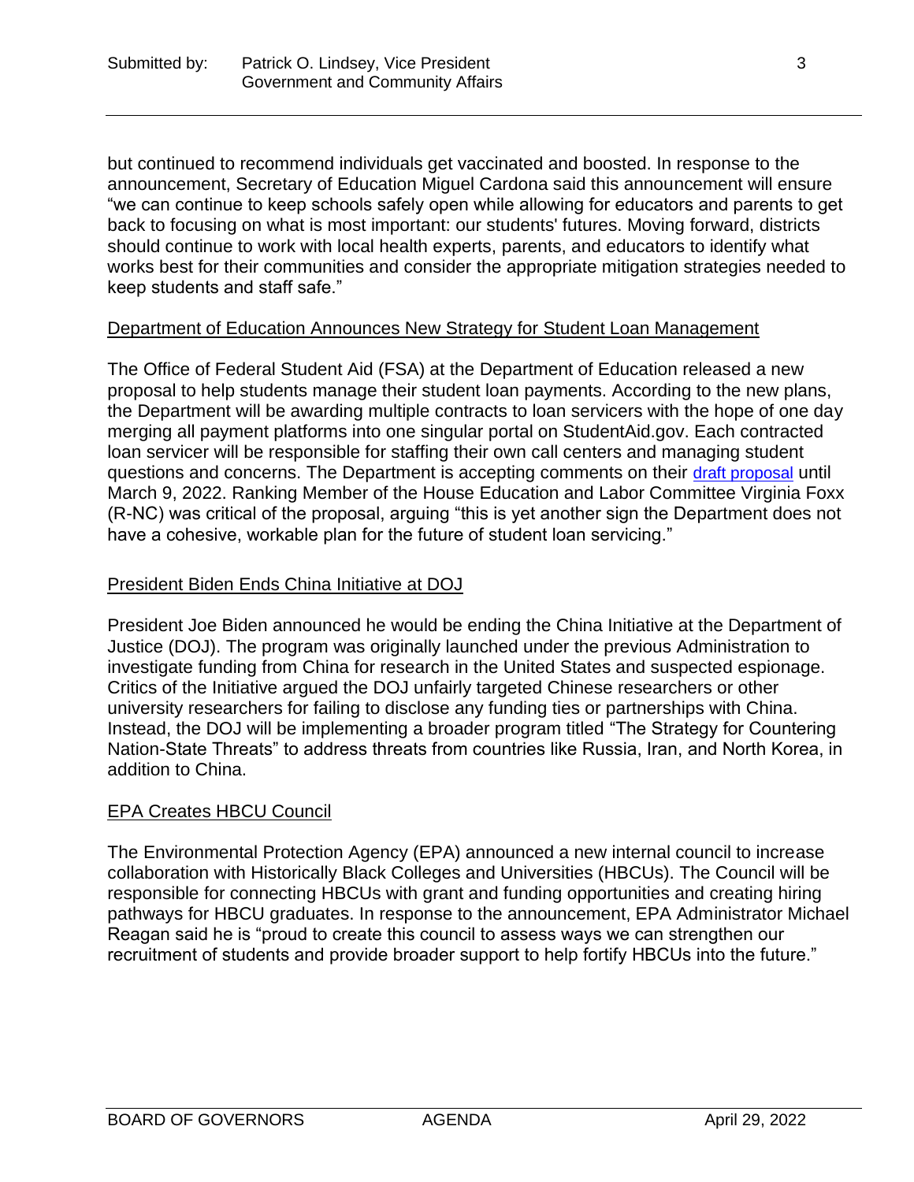but continued to recommend individuals get vaccinated and boosted. In response to the announcement, Secretary of Education Miguel Cardona said this announcement will ensure "we can continue to keep schools safely open while allowing for educators and parents to get back to focusing on what is most important: our students' futures. Moving forward, districts should continue to work with local health experts, parents, and educators to identify what works best for their communities and consider the appropriate mitigation strategies needed to keep students and staff safe."

## Department of Education Announces New Strategy for Student Loan Management

The Office of Federal Student Aid (FSA) at the Department of Education released a new proposal to help students manage their student loan payments. According to the new plans, the Department will be awarding multiple contracts to loan servicers with the hope of one day merging all payment platforms into one singular portal on StudentAid.gov. Each contracted loan servicer will be responsible for staffing their own call centers and managing student questions and concerns. The Department is accepting comments on their draft proposal until March 9, 2022. Ranking Member of the House Education and Labor Committee Virginia Foxx (R-NC) was critical of the proposal, arguing "this is yet another sign the Department does not have a cohesive, workable plan for the future of student loan servicing."

## President Biden Ends China Initiative at DOJ

President Joe Biden announced he would be ending the China Initiative at the Department of Justice (DOJ). The program was originally launched under the previous Administration to investigate funding from China for research in the United States and suspected espionage. Critics of the Initiative argued the DOJ unfairly targeted Chinese researchers or other university researchers for failing to disclose any funding ties or partnerships with China. Instead, the DOJ will be implementing a broader program titled "The Strategy for Countering Nation-State Threats" to address threats from countries like Russia, Iran, and North Korea, in addition to China.

## EPA Creates HBCU Council

The Environmental Protection Agency (EPA) announced a new internal council to increase collaboration with Historically Black Colleges and Universities (HBCUs). The Council will be responsible for connecting HBCUs with grant and funding opportunities and creating hiring pathways for HBCU graduates. In response to the announcement, EPA Administrator Michael Reagan said he is "proud to create this council to assess ways we can strengthen our recruitment of students and provide broader support to help fortify HBCUs into the future."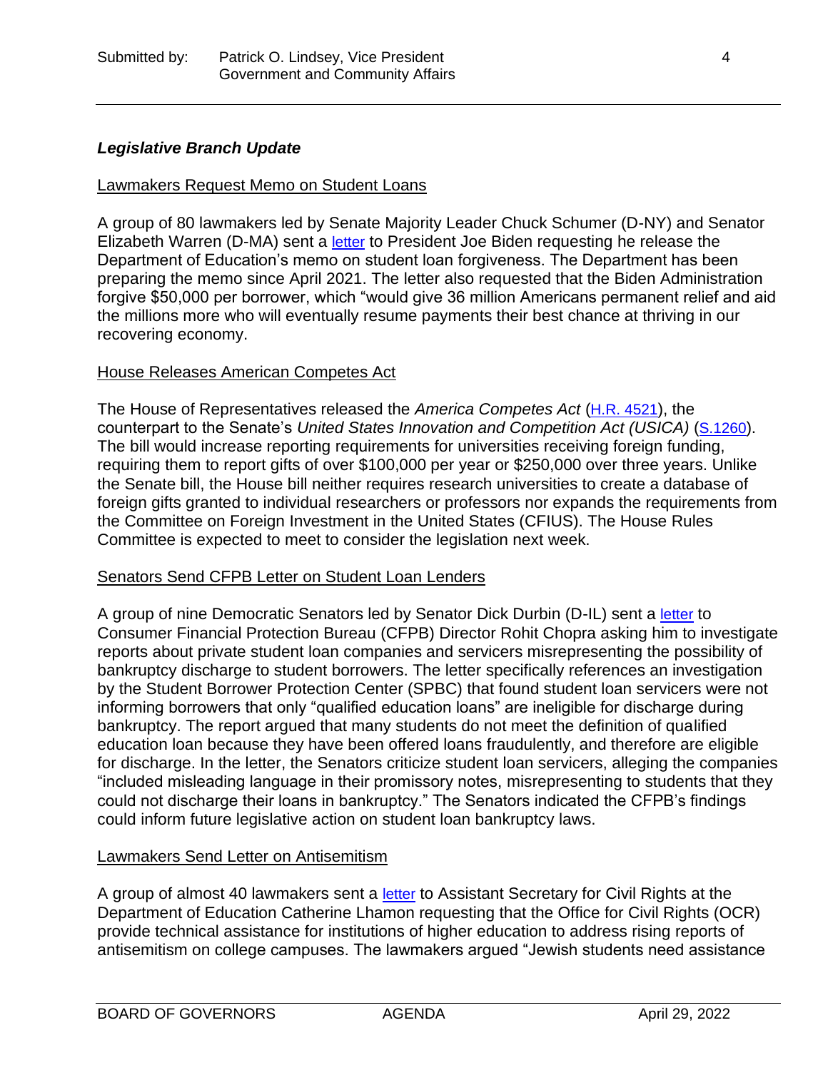### *Legislative Branch Update*

Lawmakers Request Memo on Student Loans

A group of 80 lawmakers led by Senate Majority Leader Chuck Schumer (D-NY) and Senator Elizabeth Warren (D-MA) sent a letter to President Joe Biden requesting he release the Department of Education's memo on student loan forgiveness. The Department has been preparing the memo since April 2021. The letter also requested that the Biden Administration forgive $50,000 per borrower, which "would give 36 million Americans permanent relief and aid the millions more who will eventually resume payments their best chance at thriving in our recovering economy.

House Releases American Competes Act

The House of Representatives released the *America Competes Act* (H.R. 4521), the counterpart to the Senate's *United States Innovation and Competition Act (USICA)* (S.1260). The bill would increase reporting requirements for universities receiving foreign funding, requiring them to report gifts of over $100,000 per year or $250,000 over three years. Unlike the Senate bill, the House bill neither requires research universities to create a database of foreign gifts granted to individual researchers or professors nor expands the requirements from the Committee on Foreign Investment in the United States (CFIUS). The House Rules Committee is expected to meet to consider the legislation next week.

Senators Send CFPB Letter on Student Loan Lenders

A group of nine Democratic Senators led by Senator Dick Durbin (D-IL) sent a letter to Consumer Financial Protection Bureau (CFPB) Director Rohit Chopra asking him to investigate reports about private student loan companies and servicers misrepresenting the possibility of bankruptcy discharge to student borrowers. The letter specifically references an investigation by the Student Borrower Protection Center (SPBC) that found student loan servicers were not informing borrowers that only "qualified education loans" are ineligible for discharge during bankruptcy. The report argued that many students do not meet the definition of qualified education loan because they have been offered loans fraudulently, and therefore are eligible for discharge. In the letter, the Senators criticize student loan servicers, alleging the companies "included misleading language in their promissory notes, misrepresenting to students that they could not discharge their loans in bankruptcy." The Senators indicated the CFPB's findings could inform future legislative action on student loan bankruptcy laws.

Lawmakers Send Letter on Antisemitism

A group of almost 40 lawmakers sent a letter to Assistant Secretary for Civil Rights at the Department of Education Catherine Lhamon requesting that the Office for Civil Rights (OCR) provide technical assistance for institutions of higher education to address rising reports of antisemitism on college campuses. The lawmakers argued "Jewish students need assistance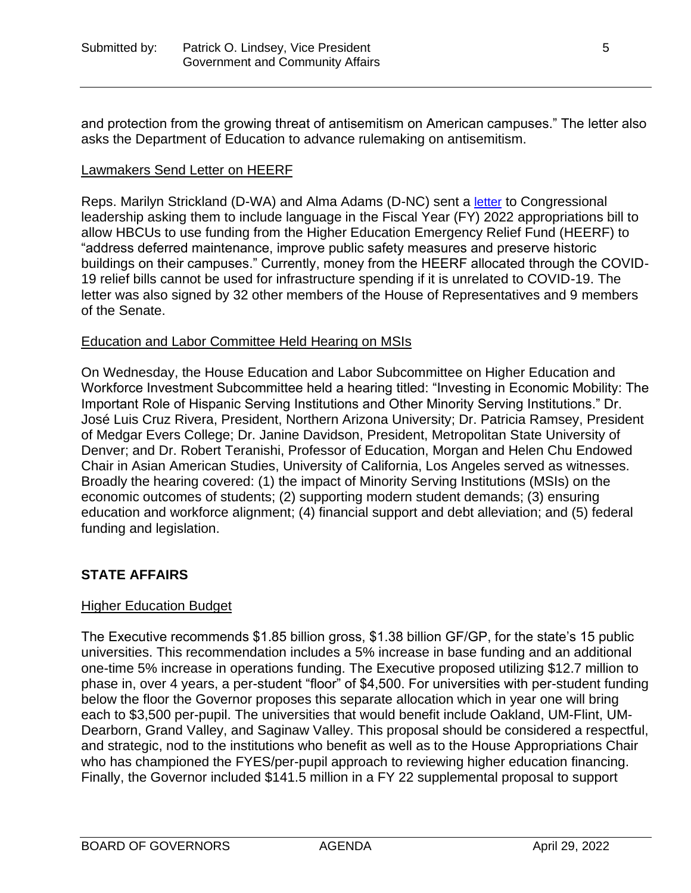and protection from the growing threat of antisemitism on American campuses." The letter also asks the Department of Education to advance rulemaking on antisemitism.

Lawmakers Send Letter on HEERF

Reps. Marilyn Strickland (D-WA) and Alma Adams (D-NC) sent a letter to Congressional leadership asking them to include language in the Fiscal Year (FY) 2022 appropriations bill to allow HBCUs to use funding from the Higher Education Emergency Relief Fund (HEERF) to "address deferred maintenance, improve public safety measures and preserve historic buildings on their campuses." Currently, money from the HEERF allocated through the COVID-19 relief bills cannot be used for infrastructure spending if it is unrelated to COVID-19. The letter was also signed by 32 other members of the House of Representatives and 9 members of the Senate.

Education and Labor Committee Held Hearing on MSIs

On Wednesday, the House Education and Labor Subcommittee on Higher Education and Workforce Investment Subcommittee held a hearing titled: "Investing in Economic Mobility: The Important Role of Hispanic Serving Institutions and Other Minority Serving Institutions." Dr. José Luis Cruz Rivera, President, Northern Arizona University; Dr. Patricia Ramsey, President of Medgar Evers College; Dr. Janine Davidson, President, Metropolitan State University of Denver; and Dr. Robert Teranishi, Professor of Education, Morgan and Helen Chu Endowed Chair in Asian American Studies, University of California, Los Angeles served as witnesses. Broadly the hearing covered: (1) the impact of Minority Serving Institutions (MSIs) on the economic outcomes of students; (2) supporting modern student demands; (3) ensuring education and workforce alignment; (4) financial support and debt alleviation; and (5) federal funding and legislation.

## STATE AFFAIRS

Higher Education Budget

The Executive recommends $1.85 billion gross, $1.38 billion GF/GP, for the state's 15 public universities. This recommendation includes a 5% increase in base funding and an additional one-time 5% increase in operations funding. The Executive proposed utilizing $12.7 million to phase in, over 4 years, a per-student "floor" of $4,500. For universities with per-student funding below the floor the Governor proposes this separate allocation which in year one will bring each to $3,500 per-pupil. The universities that would benefit include Oakland, UM-Flint, UM-Dearborn, Grand Valley, and Saginaw Valley. This proposal should be considered a respectful, and strategic, nod to the institutions who benefit as well as to the House Appropriations Chair who has championed the FYES/per-pupil approach to reviewing higher education financing. Finally, the Governor included $141.5 million in a FY 22 supplemental proposal to support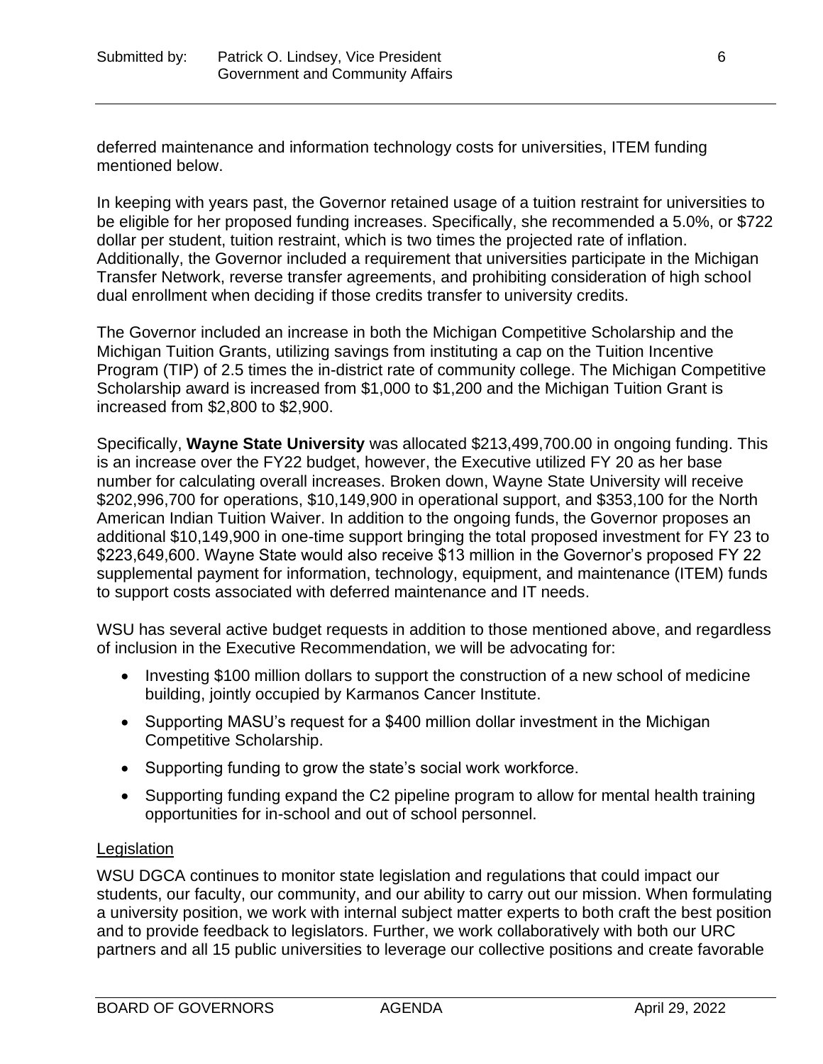deferred maintenance and information technology costs for universities, ITEM funding mentioned below.

In keeping with years past, the Governor retained usage of a tuition restraint for universities to be eligible for her proposed funding increases. Specifically, she recommended a 5.0%, or $722 dollar per student, tuition restraint, which is two times the projected rate of inflation. Additionally, the Governor included a requirement that universities participate in the Michigan Transfer Network, reverse transfer agreements, and prohibiting consideration of high school dual enrollment when deciding if those credits transfer to university credits.

The Governor included an increase in both the Michigan Competitive Scholarship and the Michigan Tuition Grants, utilizing savings from instituting a cap on the Tuition Incentive Program (TIP) of 2.5 times the in-district rate of community college. The Michigan Competitive Scholarship award is increased from $1,000 to $1,200 and the Michigan Tuition Grant is increased from $2,800 to $2,900.

Specifically, **Wayne State University** was allocated $213,499,700.00 in ongoing funding. This is an increase over the FY22 budget, however, the Executive utilized FY 20 as her base number for calculating overall increases. Broken down, Wayne State University will receive $202,996,700 for operations, $10,149,900 in operational support, and $353,100 for the North American Indian Tuition Waiver. In addition to the ongoing funds, the Governor proposes an additional $10,149,900 in one-time support bringing the total proposed investment for FY 23 to $223,649,600. Wayne State would also receive $13 million in the Governor's proposed FY 22 supplemental payment for information, technology, equipment, and maintenance (ITEM) funds to support costs associated with deferred maintenance and IT needs.

WSU has several active budget requests in addition to those mentioned above, and regardless of inclusion in the Executive Recommendation, we will be advocating for:

- Investing $100 million dollars to support the construction of a new school of medicine building, jointly occupied by Karmanos Cancer Institute.
- Supporting MASU's request for a $400 million dollar investment in the Michigan Competitive Scholarship.
- Supporting funding to grow the state's social work workforce.
- Supporting funding expand the C2 pipeline program to allow for mental health training opportunities for in-school and out of school personnel.

## Legislation

WSU DGCA continues to monitor state legislation and regulations that could impact our students, our faculty, our community, and our ability to carry out our mission. When formulating a university position, we work with internal subject matter experts to both craft the best position and to provide feedback to legislators. Further, we work collaboratively with both our URC partners and all 15 public universities to leverage our collective positions and create favorable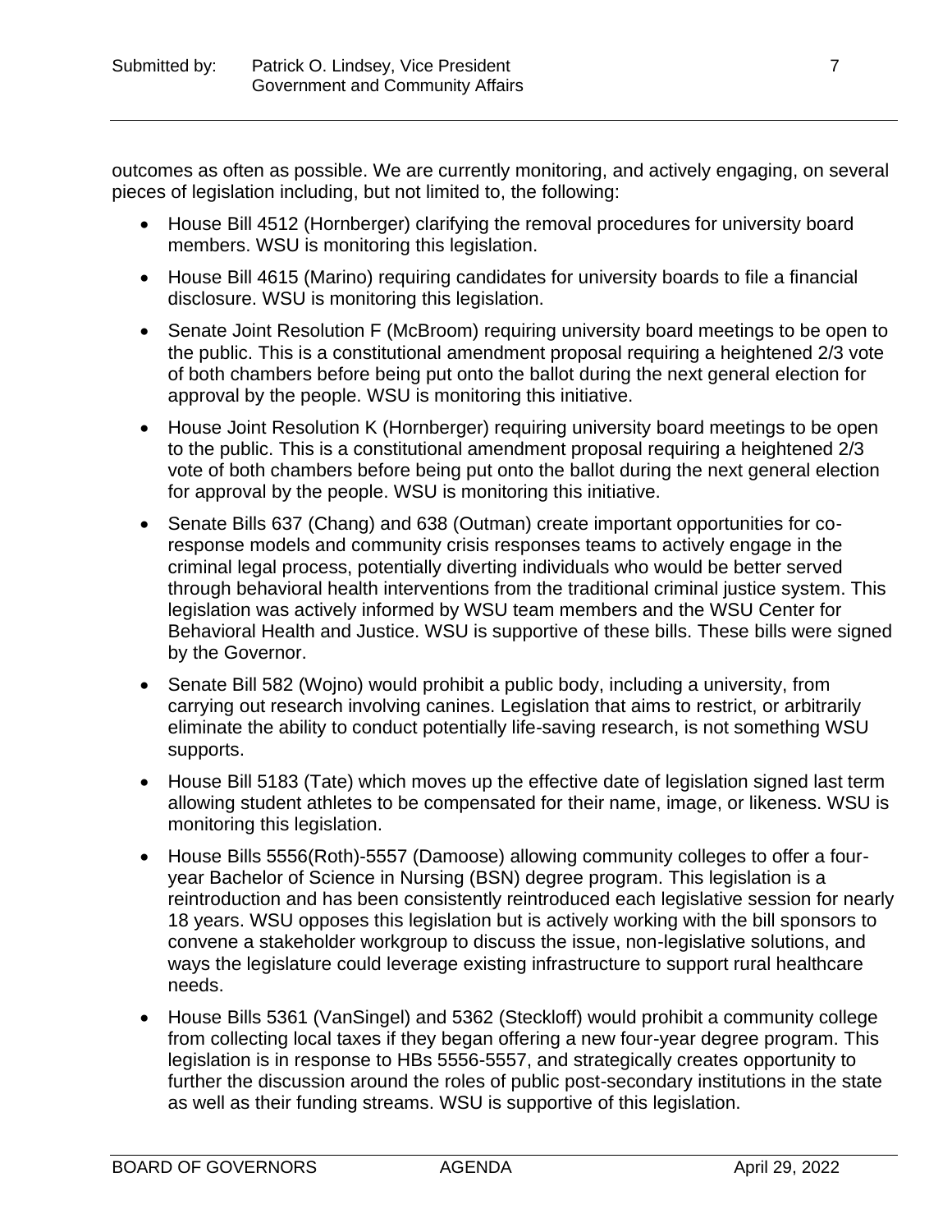outcomes as often as possible. We are currently monitoring, and actively engaging, on several pieces of legislation including, but not limited to, the following:

- House Bill 4512 (Hornberger) clarifying the removal procedures for university board members. WSU is monitoring this legislation.
- House Bill 4615 (Marino) requiring candidates for university boards to file a financial disclosure. WSU is monitoring this legislation.
- Senate Joint Resolution F (McBroom) requiring university board meetings to be open to the public. This is a constitutional amendment proposal requiring a heightened 2/3 vote of both chambers before being put onto the ballot during the next general election for approval by the people. WSU is monitoring this initiative.
- House Joint Resolution K (Hornberger) requiring university board meetings to be open to the public. This is a constitutional amendment proposal requiring a heightened 2/3 vote of both chambers before being put onto the ballot during the next general election for approval by the people. WSU is monitoring this initiative.
- Senate Bills 637 (Chang) and 638 (Outman) create important opportunities for co-response models and community crisis responses teams to actively engage in the criminal legal process, potentially diverting individuals who would be better served through behavioral health interventions from the traditional criminal justice system. This legislation was actively informed by WSU team members and the WSU Center for Behavioral Health and Justice. WSU is supportive of these bills. These bills were signed by the Governor.
- Senate Bill 582 (Wojno) would prohibit a public body, including a university, from carrying out research involving canines. Legislation that aims to restrict, or arbitrarily eliminate the ability to conduct potentially life-saving research, is not something WSU supports.
- House Bill 5183 (Tate) which moves up the effective date of legislation signed last term allowing student athletes to be compensated for their name, image, or likeness. WSU is monitoring this legislation.
- House Bills 5556(Roth)-5557 (Damoose) allowing community colleges to offer a four-year Bachelor of Science in Nursing (BSN) degree program. This legislation is a reintroduction and has been consistently reintroduced each legislative session for nearly 18 years. WSU opposes this legislation but is actively working with the bill sponsors to convene a stakeholder workgroup to discuss the issue, non-legislative solutions, and ways the legislature could leverage existing infrastructure to support rural healthcare needs.
- House Bills 5361 (VanSingel) and 5362 (Steckloff) would prohibit a community college from collecting local taxes if they began offering a new four-year degree program. This legislation is in response to HBs 5556-5557, and strategically creates opportunity to further the discussion around the roles of public post-secondary institutions in the state as well as their funding streams. WSU is supportive of this legislation.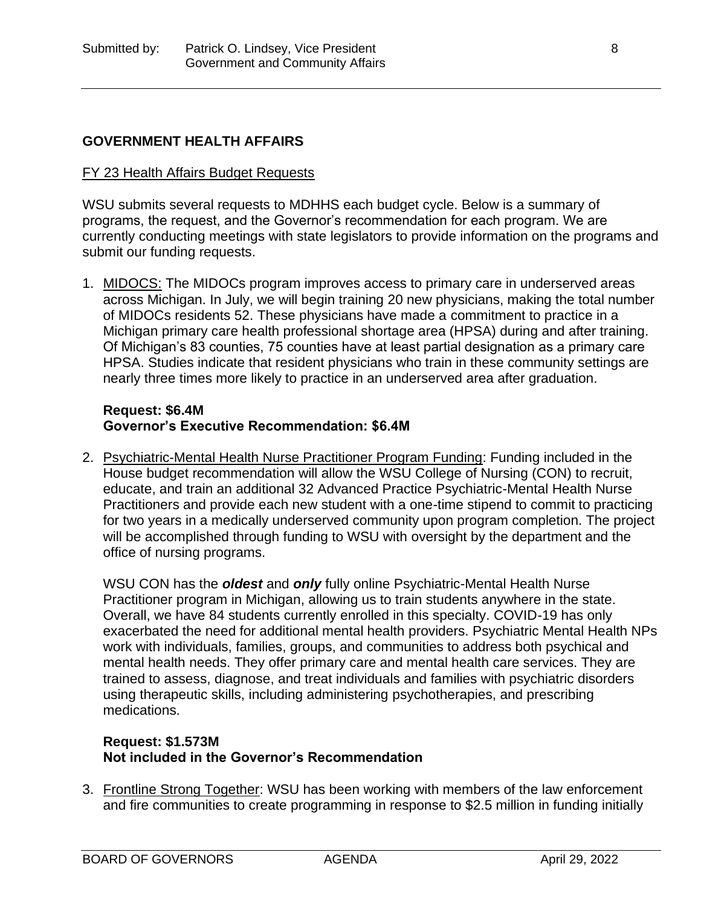## GOVERNMENT HEALTH AFFAIRS

FY 23 Health Affairs Budget Requests

WSU submits several requests to MDHHS each budget cycle. Below is a summary of programs, the request, and the Governor's recommendation for each program. We are currently conducting meetings with state legislators to provide information on the programs and submit our funding requests.

1. MIDOCS: The MIDOCs program improves access to primary care in underserved areas across Michigan. In July, we will begin training 20 new physicians, making the total number of MIDOCs residents 52. These physicians have made a commitment to practice in a Michigan primary care health professional shortage area (HPSA) during and after training. Of Michigan's 83 counties, 75 counties have at least partial designation as a primary care HPSA. Studies indicate that resident physicians who train in these community settings are nearly three times more likely to practice in an underserved area after graduation.

   **Request: $6.4M**
   **Governor's Executive Recommendation: $6.4M**

2. Psychiatric-Mental Health Nurse Practitioner Program Funding: Funding included in the House budget recommendation will allow the WSU College of Nursing (CON) to recruit, educate, and train an additional 32 Advanced Practice Psychiatric-Mental Health Nurse Practitioners and provide each new student with a one-time stipend to commit to practicing for two years in a medically underserved community upon program completion. The project will be accomplished through funding to WSU with oversight by the department and the office of nursing programs.

   WSU CON has the ***oldest*** and ***only*** fully online Psychiatric-Mental Health Nurse Practitioner program in Michigan, allowing us to train students anywhere in the state. Overall, we have 84 students currently enrolled in this specialty. COVID-19 has only exacerbated the need for additional mental health providers. Psychiatric Mental Health NPs work with individuals, families, groups, and communities to address both psychical and mental health needs. They offer primary care and mental health care services. They are trained to assess, diagnose, and treat individuals and families with psychiatric disorders using therapeutic skills, including administering psychotherapies, and prescribing medications.

   **Request: $1.573M**
   **Not included in the Governor's Recommendation**

3. Frontline Strong Together: WSU has been working with members of the law enforcement and fire communities to create programming in response to $2.5 million in funding initially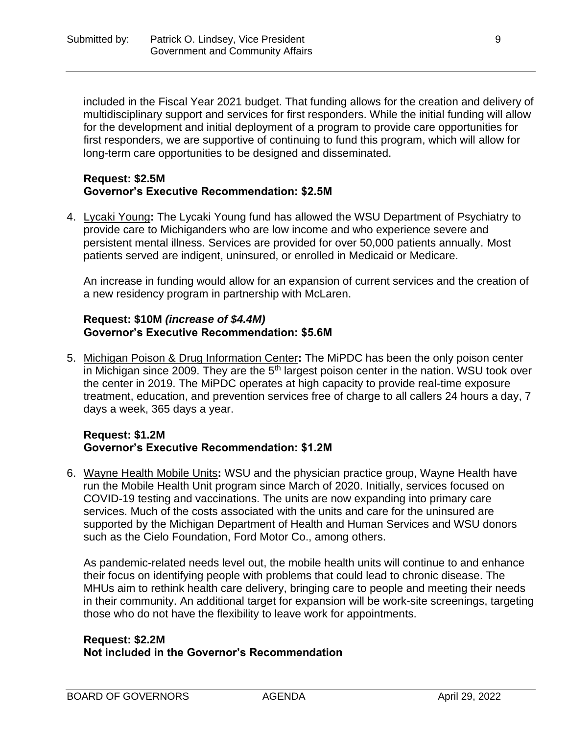included in the Fiscal Year 2021 budget. That funding allows for the creation and delivery of multidisciplinary support and services for first responders. While the initial funding will allow for the development and initial deployment of a program to provide care opportunities for first responders, we are supportive of continuing to fund this program, which will allow for long-term care opportunities to be designed and disseminated.

**Request: $2.5M**
**Governor's Executive Recommendation: $2.5M**

4. Lycaki Young**:** The Lycaki Young fund has allowed the WSU Department of Psychiatry to provide care to Michiganders who are low income and who experience severe and persistent mental illness. Services are provided for over 50,000 patients annually. Most patients served are indigent, uninsured, or enrolled in Medicaid or Medicare.

   An increase in funding would allow for an expansion of current services and the creation of a new residency program in partnership with McLaren.

   **Request: $10M *(increase of $4.4M)***
   **Governor's Executive Recommendation: $5.6M**

5. Michigan Poison & Drug Information Center**:** The MiPDC has been the only poison center in Michigan since 2009. They are the 5th largest poison center in the nation. WSU took over the center in 2019. The MiPDC operates at high capacity to provide real-time exposure treatment, education, and prevention services free of charge to all callers 24 hours a day, 7 days a week, 365 days a year.

   **Request: $1.2M**
   **Governor's Executive Recommendation: $1.2M**

6. Wayne Health Mobile Units**:** WSU and the physician practice group, Wayne Health have run the Mobile Health Unit program since March of 2020. Initially, services focused on COVID-19 testing and vaccinations. The units are now expanding into primary care services. Much of the costs associated with the units and care for the uninsured are supported by the Michigan Department of Health and Human Services and WSU donors such as the Cielo Foundation, Ford Motor Co., among others.

   As pandemic-related needs level out, the mobile health units will continue to and enhance their focus on identifying people with problems that could lead to chronic disease. The MHUs aim to rethink health care delivery, bringing care to people and meeting their needs in their community. An additional target for expansion will be work-site screenings, targeting those who do not have the flexibility to leave work for appointments.

   **Request: $2.2M**
   **Not included in the Governor's Recommendation**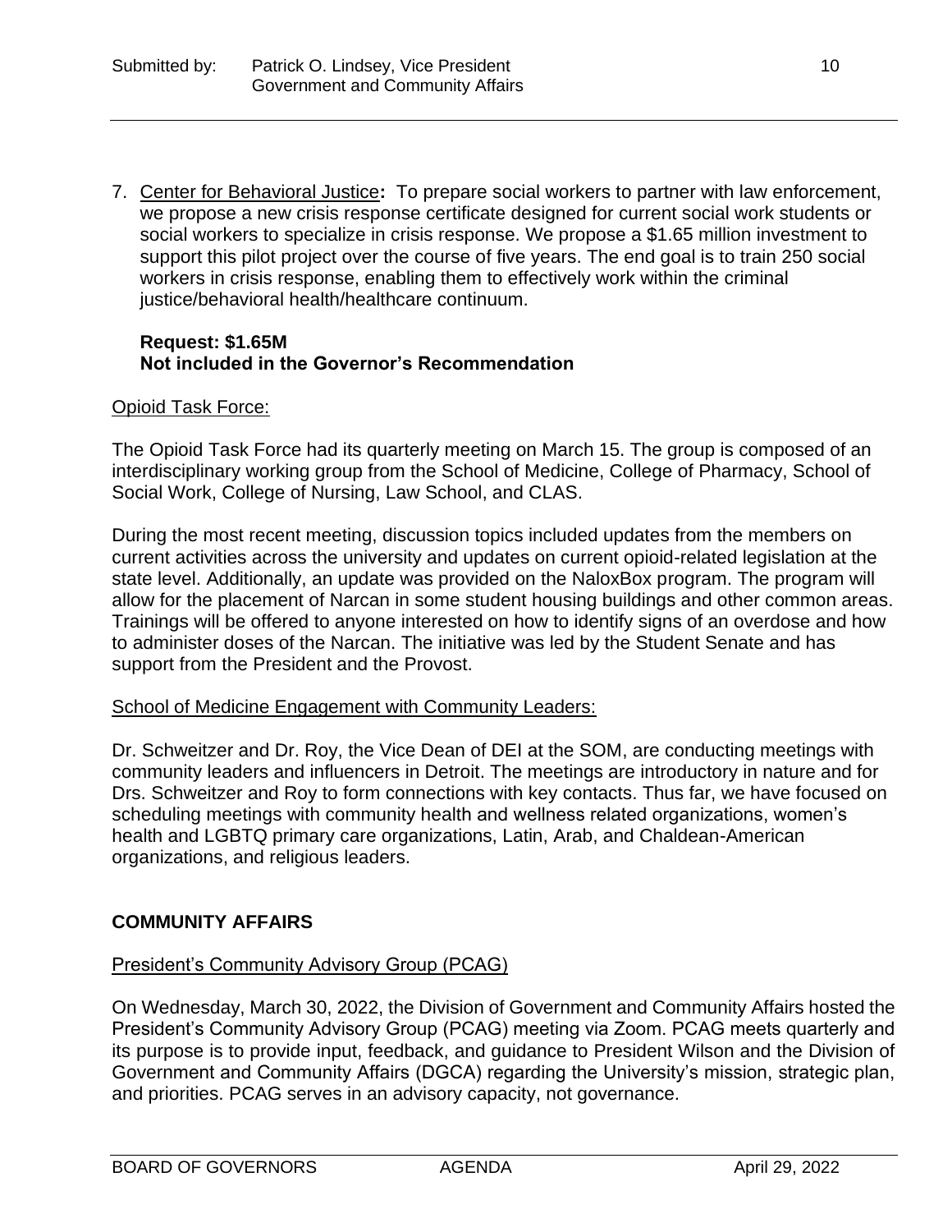7. <u>Center for Behavioral Justice</u>**:** To prepare social workers to partner with law enforcement, we propose a new crisis response certificate designed for current social work students or social workers to specialize in crisis response. We propose a $1.65 million investment to support this pilot project over the course of five years. The end goal is to train 250 social workers in crisis response, enabling them to effectively work within the criminal justice/behavioral health/healthcare continuum.

   **Request: $1.65M**
   **Not included in the Governor's Recommendation**

<u>Opioid Task Force:</u>

The Opioid Task Force had its quarterly meeting on March 15. The group is composed of an interdisciplinary working group from the School of Medicine, College of Pharmacy, School of Social Work, College of Nursing, Law School, and CLAS.

During the most recent meeting, discussion topics included updates from the members on current activities across the university and updates on current opioid-related legislation at the state level. Additionally, an update was provided on the NaloxBox program. The program will allow for the placement of Narcan in some student housing buildings and other common areas. Trainings will be offered to anyone interested on how to identify signs of an overdose and how to administer doses of the Narcan. The initiative was led by the Student Senate and has support from the President and the Provost.

<u>School of Medicine Engagement with Community Leaders:</u>

Dr. Schweitzer and Dr. Roy, the Vice Dean of DEI at the SOM, are conducting meetings with community leaders and influencers in Detroit. The meetings are introductory in nature and for Drs. Schweitzer and Roy to form connections with key contacts. Thus far, we have focused on scheduling meetings with community health and wellness related organizations, women's health and LGBTQ primary care organizations, Latin, Arab, and Chaldean-American organizations, and religious leaders.

## COMMUNITY AFFAIRS

<u>President's Community Advisory Group (PCAG)</u>

On Wednesday, March 30, 2022, the Division of Government and Community Affairs hosted the President's Community Advisory Group (PCAG) meeting via Zoom. PCAG meets quarterly and its purpose is to provide input, feedback, and guidance to President Wilson and the Division of Government and Community Affairs (DGCA) regarding the University's mission, strategic plan, and priorities. PCAG serves in an advisory capacity, not governance.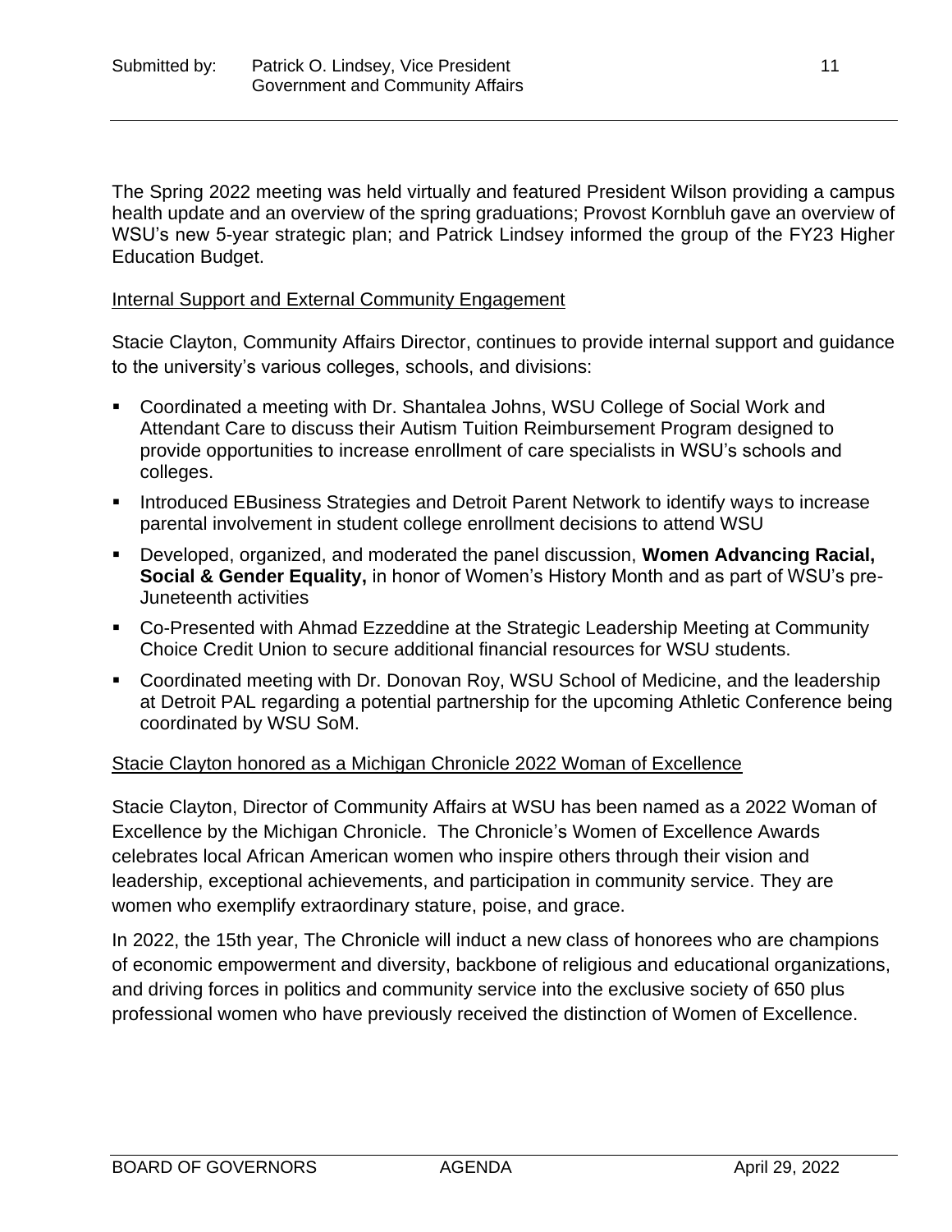The Spring 2022 meeting was held virtually and featured President Wilson providing a campus health update and an overview of the spring graduations; Provost Kornbluh gave an overview of WSU's new 5-year strategic plan; and Patrick Lindsey informed the group of the FY23 Higher Education Budget.

## Internal Support and External Community Engagement

Stacie Clayton, Community Affairs Director, continues to provide internal support and guidance to the university's various colleges, schools, and divisions:

- Coordinated a meeting with Dr. Shantalea Johns, WSU College of Social Work and Attendant Care to discuss their Autism Tuition Reimbursement Program designed to provide opportunities to increase enrollment of care specialists in WSU's schools and colleges.
- Introduced EBusiness Strategies and Detroit Parent Network to identify ways to increase parental involvement in student college enrollment decisions to attend WSU
- Developed, organized, and moderated the panel discussion, **Women Advancing Racial, Social & Gender Equality,** in honor of Women's History Month and as part of WSU's pre-Juneteenth activities
- Co-Presented with Ahmad Ezzeddine at the Strategic Leadership Meeting at Community Choice Credit Union to secure additional financial resources for WSU students.
- Coordinated meeting with Dr. Donovan Roy, WSU School of Medicine, and the leadership at Detroit PAL regarding a potential partnership for the upcoming Athletic Conference being coordinated by WSU SoM.

## Stacie Clayton honored as a Michigan Chronicle 2022 Woman of Excellence

Stacie Clayton, Director of Community Affairs at WSU has been named as a 2022 Woman of Excellence by the Michigan Chronicle. The Chronicle's Women of Excellence Awards celebrates local African American women who inspire others through their vision and leadership, exceptional achievements, and participation in community service. They are women who exemplify extraordinary stature, poise, and grace.

In 2022, the 15th year, The Chronicle will induct a new class of honorees who are champions of economic empowerment and diversity, backbone of religious and educational organizations, and driving forces in politics and community service into the exclusive society of 650 plus professional women who have previously received the distinction of Women of Excellence.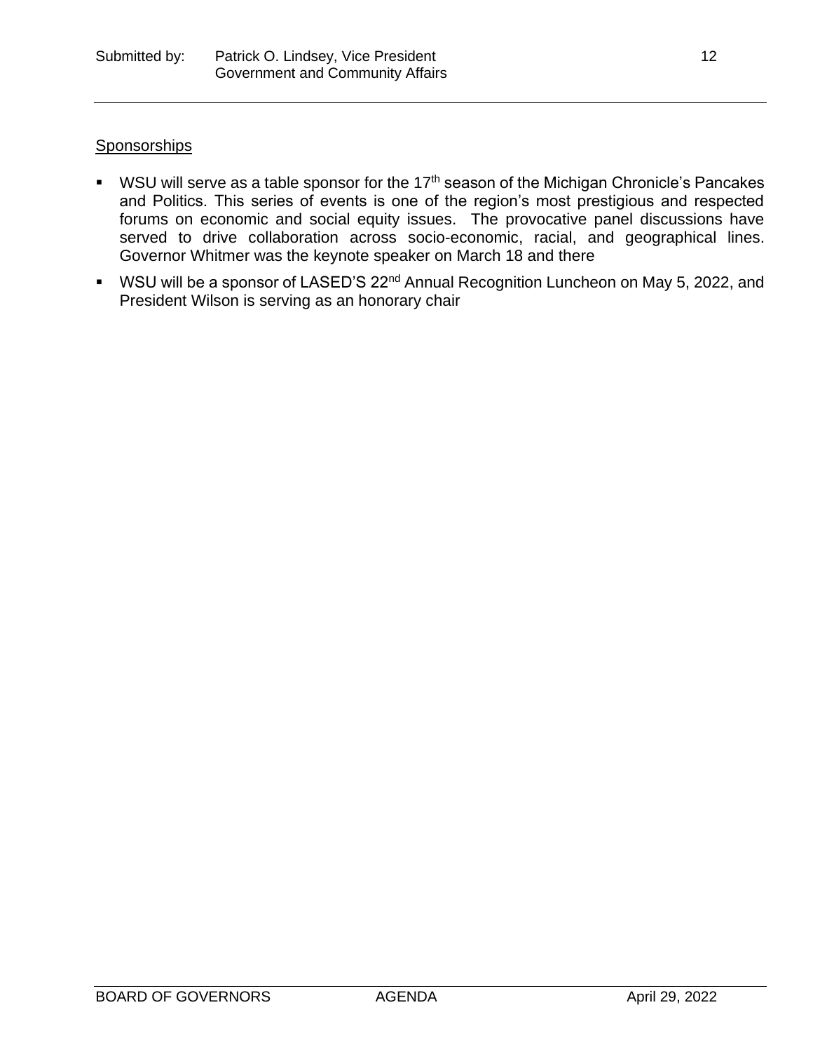Sponsorships

- WSU will serve as a table sponsor for the 17th season of the Michigan Chronicle's Pancakes and Politics. This series of events is one of the region's most prestigious and respected forums on economic and social equity issues. The provocative panel discussions have served to drive collaboration across socio-economic, racial, and geographical lines. Governor Whitmer was the keynote speaker on March 18 and there
- WSU will be a sponsor of LASED'S 22nd Annual Recognition Luncheon on May 5, 2022, and President Wilson is serving as an honorary chair